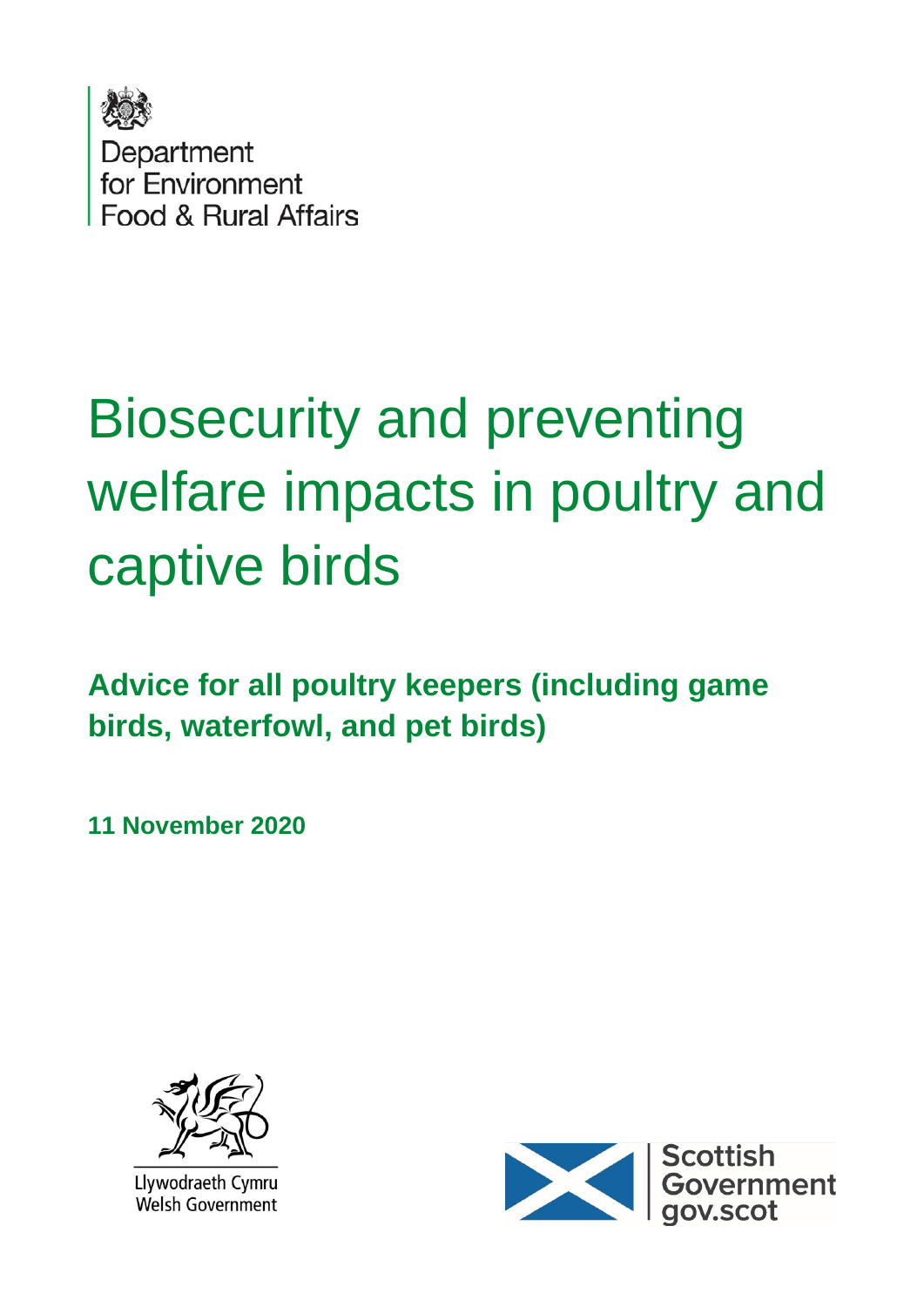Department for Environment Food & Rural Affairs

# Biosecurity and preventing welfare impacts in poultry and captive birds

## Advice for all poultry keepers (including game birds, waterfowl, and pet birds)

**11 November 2020**

Llywodraeth Cymru
Welsh Government

Scottish Government
gov.scot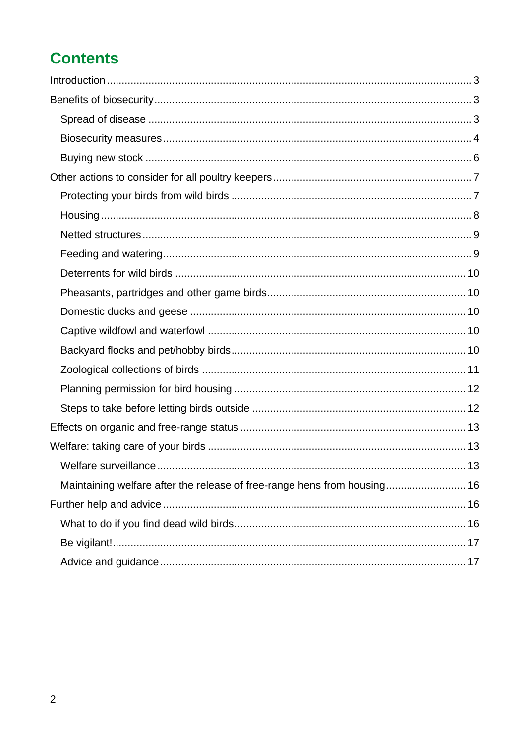# Contents

Introduction ... 3

Benefits of biosecurity ... 3

- Spread of disease ... 3
- Biosecurity measures ... 4
- Buying new stock ... 6

Other actions to consider for all poultry keepers ... 7

- Protecting your birds from wild birds ... 7
- Housing ... 8
- Netted structures ... 9
- Feeding and watering ... 9
- Deterrents for wild birds ... 10
- Pheasants, partridges and other game birds ... 10
- Domestic ducks and geese ... 10
- Captive wildfowl and waterfowl ... 10
- Backyard flocks and pet/hobby birds ... 10
- Zoological collections of birds ... 11
- Planning permission for bird housing ... 12
- Steps to take before letting birds outside ... 12

Effects on organic and free-range status ... 13

Welfare: taking care of your birds ... 13

- Welfare surveillance ... 13
- Maintaining welfare after the release of free-range hens from housing ... 16

Further help and advice ... 16

- What to do if you find dead wild birds ... 16
- Be vigilant! ... 17
- Advice and guidance ... 17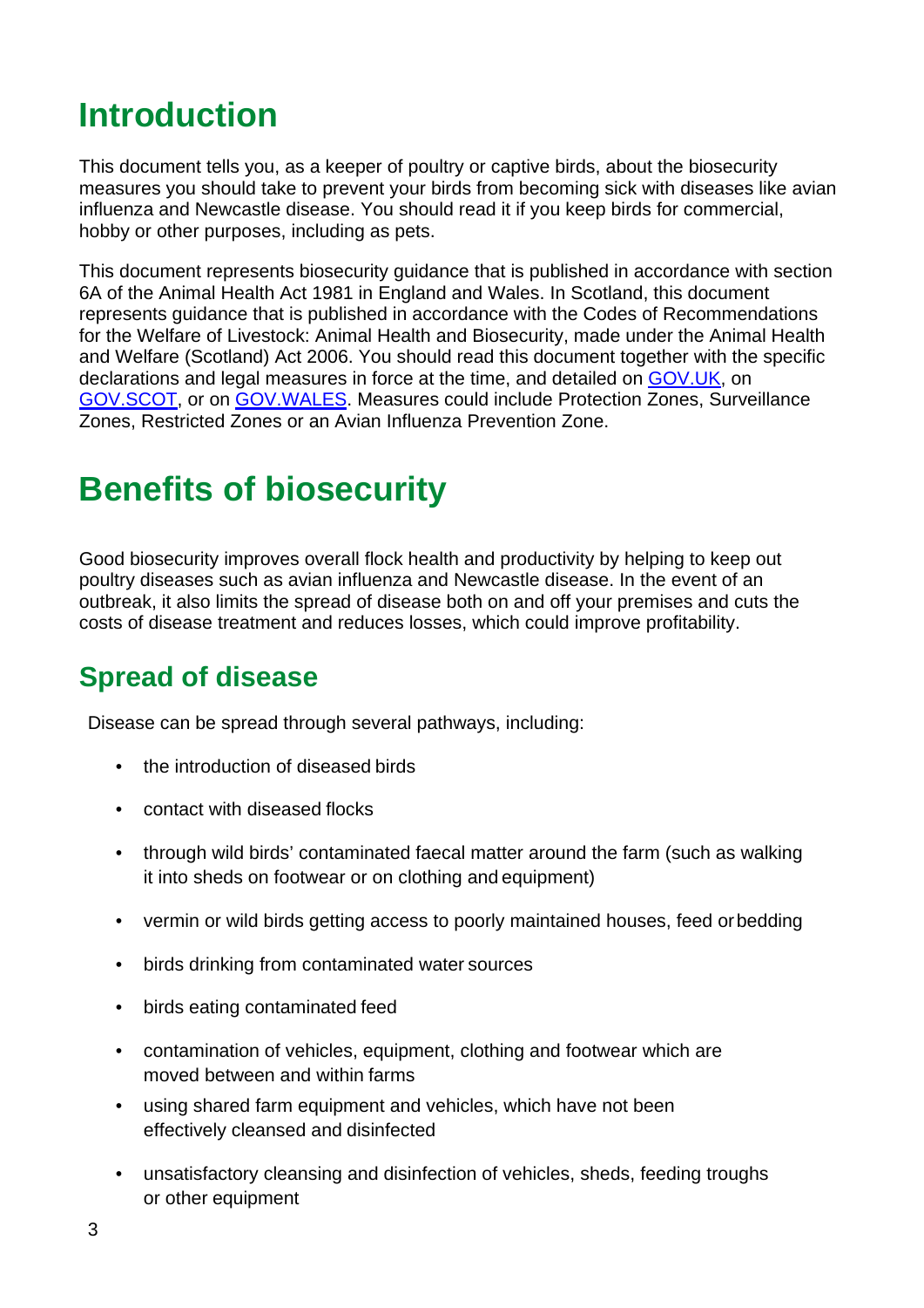# Introduction

This document tells you, as a keeper of poultry or captive birds, about the biosecurity measures you should take to prevent your birds from becoming sick with diseases like avian influenza and Newcastle disease. You should read it if you keep birds for commercial, hobby or other purposes, including as pets.

This document represents biosecurity guidance that is published in accordance with section 6A of the Animal Health Act 1981 in England and Wales. In Scotland, this document represents guidance that is published in accordance with the Codes of Recommendations for the Welfare of Livestock: Animal Health and Biosecurity, made under the Animal Health and Welfare (Scotland) Act 2006. You should read this document together with the specific declarations and legal measures in force at the time, and detailed on GOV.UK, on GOV.SCOT, or on GOV.WALES. Measures could include Protection Zones, Surveillance Zones, Restricted Zones or an Avian Influenza Prevention Zone.

# Benefits of biosecurity

Good biosecurity improves overall flock health and productivity by helping to keep out poultry diseases such as avian influenza and Newcastle disease. In the event of an outbreak, it also limits the spread of disease both on and off your premises and cuts the costs of disease treatment and reduces losses, which could improve profitability.

## Spread of disease

Disease can be spread through several pathways, including:

- the introduction of diseased birds
- contact with diseased flocks
- through wild birds' contaminated faecal matter around the farm (such as walking it into sheds on footwear or on clothing and equipment)
- vermin or wild birds getting access to poorly maintained houses, feed or bedding
- birds drinking from contaminated water sources
- birds eating contaminated feed
- contamination of vehicles, equipment, clothing and footwear which are moved between and within farms
- using shared farm equipment and vehicles, which have not been effectively cleansed and disinfected
- unsatisfactory cleansing and disinfection of vehicles, sheds, feeding troughs or other equipment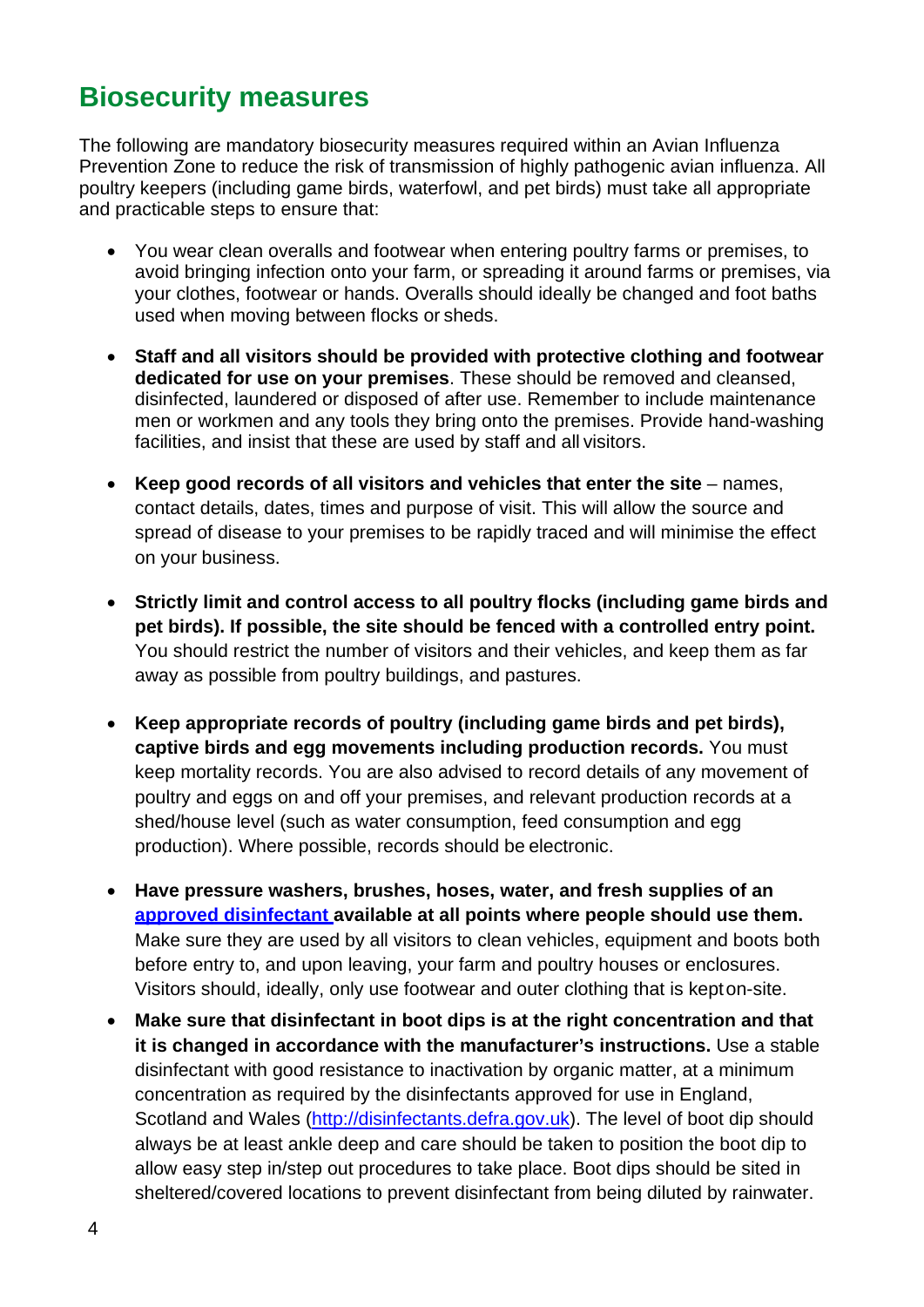## Biosecurity measures

The following are mandatory biosecurity measures required within an Avian Influenza Prevention Zone to reduce the risk of transmission of highly pathogenic avian influenza. All poultry keepers (including game birds, waterfowl, and pet birds) must take all appropriate and practicable steps to ensure that:

- You wear clean overalls and footwear when entering poultry farms or premises, to avoid bringing infection onto your farm, or spreading it around farms or premises, via your clothes, footwear or hands. Overalls should ideally be changed and foot baths used when moving between flocks or sheds.
- **Staff and all visitors should be provided with protective clothing and footwear dedicated for use on your premises**. These should be removed and cleansed, disinfected, laundered or disposed of after use. Remember to include maintenance men or workmen and any tools they bring onto the premises. Provide hand-washing facilities, and insist that these are used by staff and all visitors.
- **Keep good records of all visitors and vehicles that enter the site** – names, contact details, dates, times and purpose of visit. This will allow the source and spread of disease to your premises to be rapidly traced and will minimise the effect on your business.
- **Strictly limit and control access to all poultry flocks (including game birds and pet birds). If possible, the site should be fenced with a controlled entry point.** You should restrict the number of visitors and their vehicles, and keep them as far away as possible from poultry buildings, and pastures.
- **Keep appropriate records of poultry (including game birds and pet birds), captive birds and egg movements including production records.** You must keep mortality records. You are also advised to record details of any movement of poultry and eggs on and off your premises, and relevant production records at a shed/house level (such as water consumption, feed consumption and egg production). Where possible, records should be electronic.
- **Have pressure washers, brushes, hoses, water, and fresh supplies of an approved disinfectant available at all points where people should use them.** Make sure they are used by all visitors to clean vehicles, equipment and boots both before entry to, and upon leaving, your farm and poultry houses or enclosures. Visitors should, ideally, only use footwear and outer clothing that is kept on-site.
- **Make sure that disinfectant in boot dips is at the right concentration and that it is changed in accordance with the manufacturer's instructions.** Use a stable disinfectant with good resistance to inactivation by organic matter, at a minimum concentration as required by the disinfectants approved for use in England, Scotland and Wales (http://disinfectants.defra.gov.uk). The level of boot dip should always be at least ankle deep and care should be taken to position the boot dip to allow easy step in/step out procedures to take place. Boot dips should be sited in sheltered/covered locations to prevent disinfectant from being diluted by rainwater.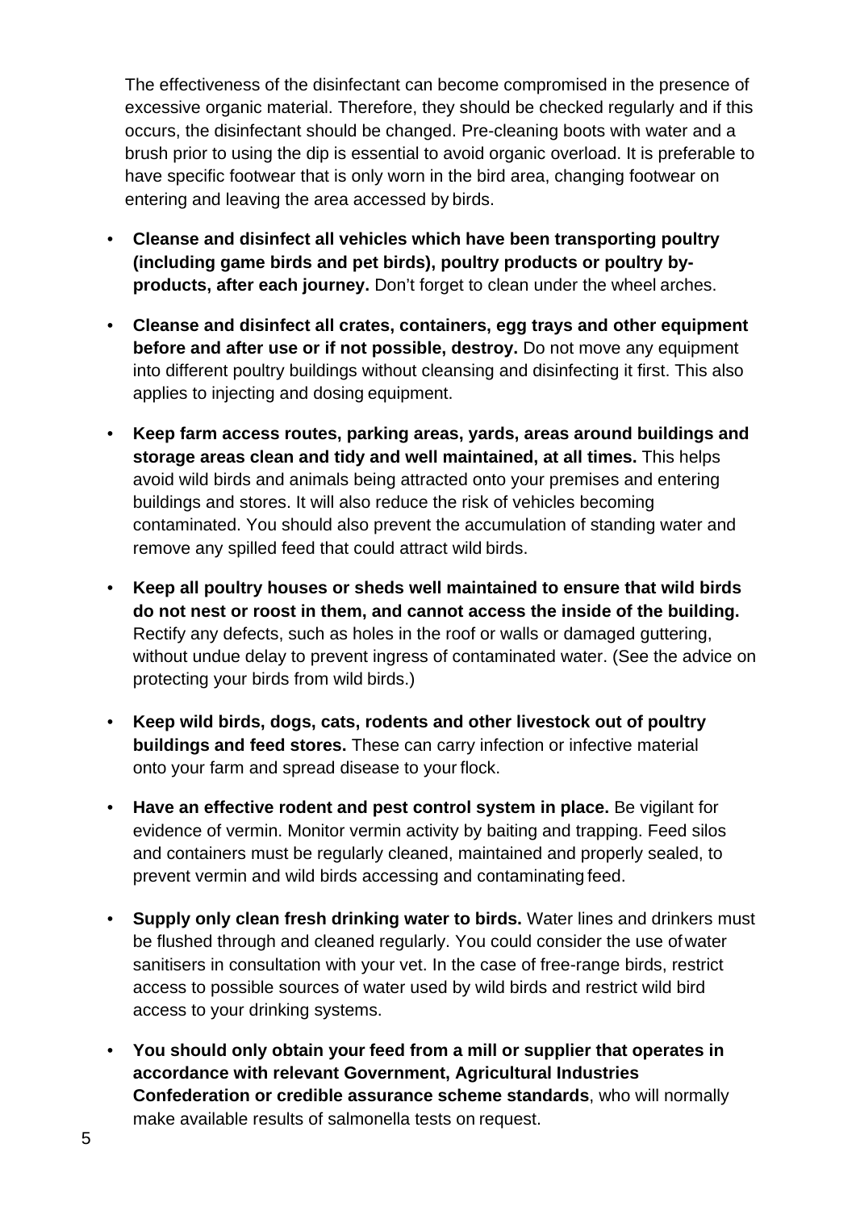The effectiveness of the disinfectant can become compromised in the presence of excessive organic material. Therefore, they should be checked regularly and if this occurs, the disinfectant should be changed. Pre-cleaning boots with water and a brush prior to using the dip is essential to avoid organic overload. It is preferable to have specific footwear that is only worn in the bird area, changing footwear on entering and leaving the area accessed by birds.

- **Cleanse and disinfect all vehicles which have been transporting poultry (including game birds and pet birds), poultry products or poultry by-products, after each journey.** Don't forget to clean under the wheel arches.
- **Cleanse and disinfect all crates, containers, egg trays and other equipment before and after use or if not possible, destroy.** Do not move any equipment into different poultry buildings without cleansing and disinfecting it first. This also applies to injecting and dosing equipment.
- **Keep farm access routes, parking areas, yards, areas around buildings and storage areas clean and tidy and well maintained, at all times.** This helps avoid wild birds and animals being attracted onto your premises and entering buildings and stores. It will also reduce the risk of vehicles becoming contaminated. You should also prevent the accumulation of standing water and remove any spilled feed that could attract wild birds.
- **Keep all poultry houses or sheds well maintained to ensure that wild birds do not nest or roost in them, and cannot access the inside of the building.** Rectify any defects, such as holes in the roof or walls or damaged guttering, without undue delay to prevent ingress of contaminated water. (See the advice on protecting your birds from wild birds.)
- **Keep wild birds, dogs, cats, rodents and other livestock out of poultry buildings and feed stores.** These can carry infection or infective material onto your farm and spread disease to your flock.
- **Have an effective rodent and pest control system in place.** Be vigilant for evidence of vermin. Monitor vermin activity by baiting and trapping. Feed silos and containers must be regularly cleaned, maintained and properly sealed, to prevent vermin and wild birds accessing and contaminating feed.
- **Supply only clean fresh drinking water to birds.** Water lines and drinkers must be flushed through and cleaned regularly. You could consider the use of water sanitisers in consultation with your vet. In the case of free-range birds, restrict access to possible sources of water used by wild birds and restrict wild bird access to your drinking systems.
- **You should only obtain your feed from a mill or supplier that operates in accordance with relevant Government, Agricultural Industries Confederation or credible assurance scheme standards**, who will normally make available results of salmonella tests on request.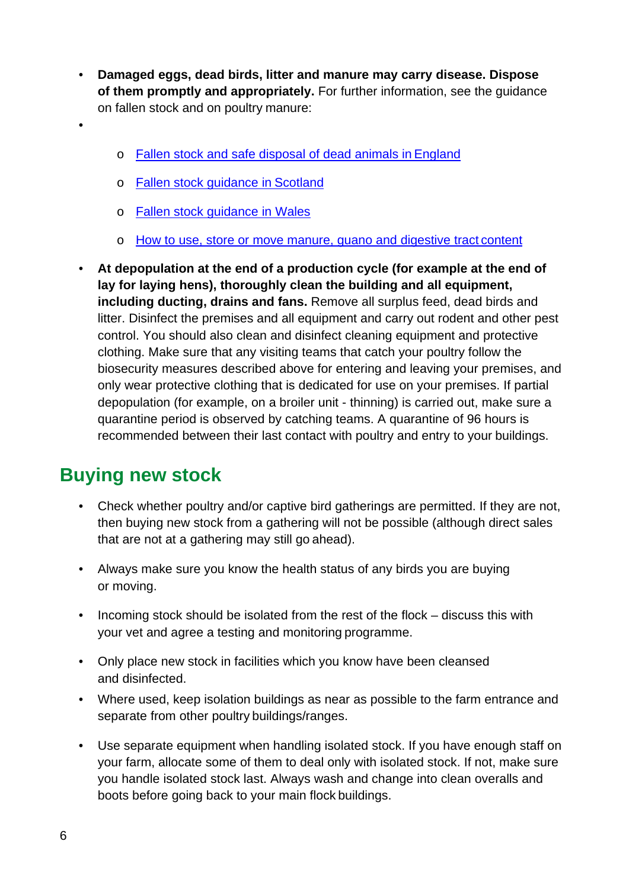- **Damaged eggs, dead birds, litter and manure may carry disease. Dispose of them promptly and appropriately.** For further information, see the guidance on fallen stock and on poultry manure:
-
    - Fallen stock and safe disposal of dead animals in England
    - Fallen stock guidance in Scotland
    - Fallen stock guidance in Wales
    - How to use, store or move manure, guano and digestive tract content
- **At depopulation at the end of a production cycle (for example at the end of lay for laying hens), thoroughly clean the building and all equipment, including ducting, drains and fans.** Remove all surplus feed, dead birds and litter. Disinfect the premises and all equipment and carry out rodent and other pest control. You should also clean and disinfect cleaning equipment and protective clothing. Make sure that any visiting teams that catch your poultry follow the biosecurity measures described above for entering and leaving your premises, and only wear protective clothing that is dedicated for use on your premises. If partial depopulation (for example, on a broiler unit - thinning) is carried out, make sure a quarantine period is observed by catching teams. A quarantine of 96 hours is recommended between their last contact with poultry and entry to your buildings.

## Buying new stock

- Check whether poultry and/or captive bird gatherings are permitted. If they are not, then buying new stock from a gathering will not be possible (although direct sales that are not at a gathering may still go ahead).
- Always make sure you know the health status of any birds you are buying or moving.
- Incoming stock should be isolated from the rest of the flock – discuss this with your vet and agree a testing and monitoring programme.
- Only place new stock in facilities which you know have been cleansed and disinfected.
- Where used, keep isolation buildings as near as possible to the farm entrance and separate from other poultry buildings/ranges.
- Use separate equipment when handling isolated stock. If you have enough staff on your farm, allocate some of them to deal only with isolated stock. If not, make sure you handle isolated stock last. Always wash and change into clean overalls and boots before going back to your main flock buildings.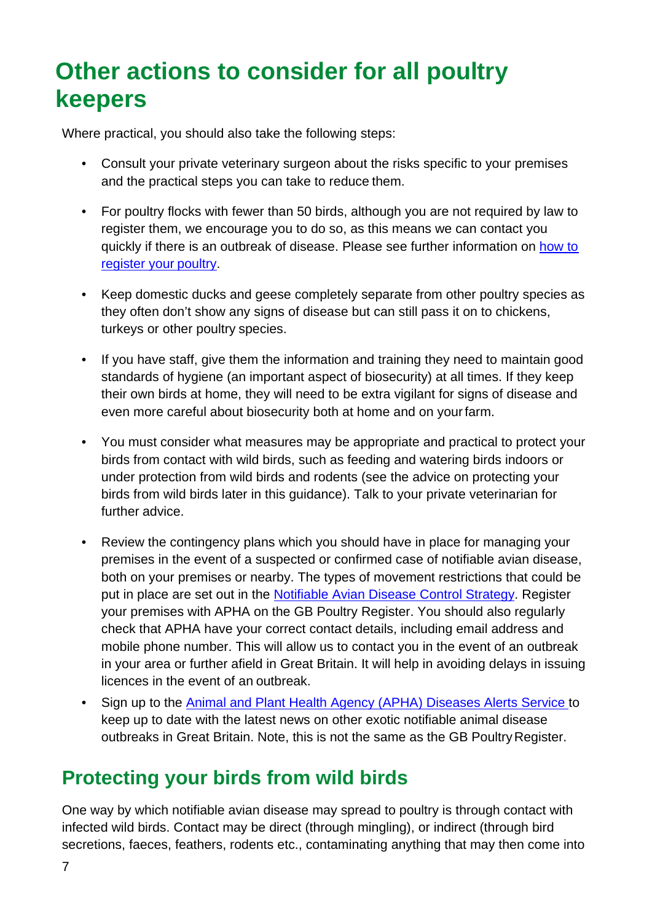# Other actions to consider for all poultry keepers

Where practical, you should also take the following steps:

- Consult your private veterinary surgeon about the risks specific to your premises and the practical steps you can take to reduce them.

- For poultry flocks with fewer than 50 birds, although you are not required by law to register them, we encourage you to do so, as this means we can contact you quickly if there is an outbreak of disease. Please see further information on [how to register your poultry](#).

- Keep domestic ducks and geese completely separate from other poultry species as they often don't show any signs of disease but can still pass it on to chickens, turkeys or other poultry species.

- If you have staff, give them the information and training they need to maintain good standards of hygiene (an important aspect of biosecurity) at all times. If they keep their own birds at home, they will need to be extra vigilant for signs of disease and even more careful about biosecurity both at home and on your farm.

- You must consider what measures may be appropriate and practical to protect your birds from contact with wild birds, such as feeding and watering birds indoors or under protection from wild birds and rodents (see the advice on protecting your birds from wild birds later in this guidance). Talk to your private veterinarian for further advice.

- Review the contingency plans which you should have in place for managing your premises in the event of a suspected or confirmed case of notifiable avian disease, both on your premises or nearby. The types of movement restrictions that could be put in place are set out in the [Notifiable Avian Disease Control Strategy](#). Register your premises with APHA on the GB Poultry Register. You should also regularly check that APHA have your correct contact details, including email address and mobile phone number. This will allow us to contact you in the event of an outbreak in your area or further afield in Great Britain. It will help in avoiding delays in issuing licences in the event of an outbreak.
- Sign up to the [Animal and Plant Health Agency (APHA) Diseases Alerts Service](#) to keep up to date with the latest news on other exotic notifiable animal disease outbreaks in Great Britain. Note, this is not the same as the GB Poultry Register.

## Protecting your birds from wild birds

One way by which notifiable avian disease may spread to poultry is through contact with infected wild birds. Contact may be direct (through mingling), or indirect (through bird secretions, faeces, feathers, rodents etc., contaminating anything that may then come into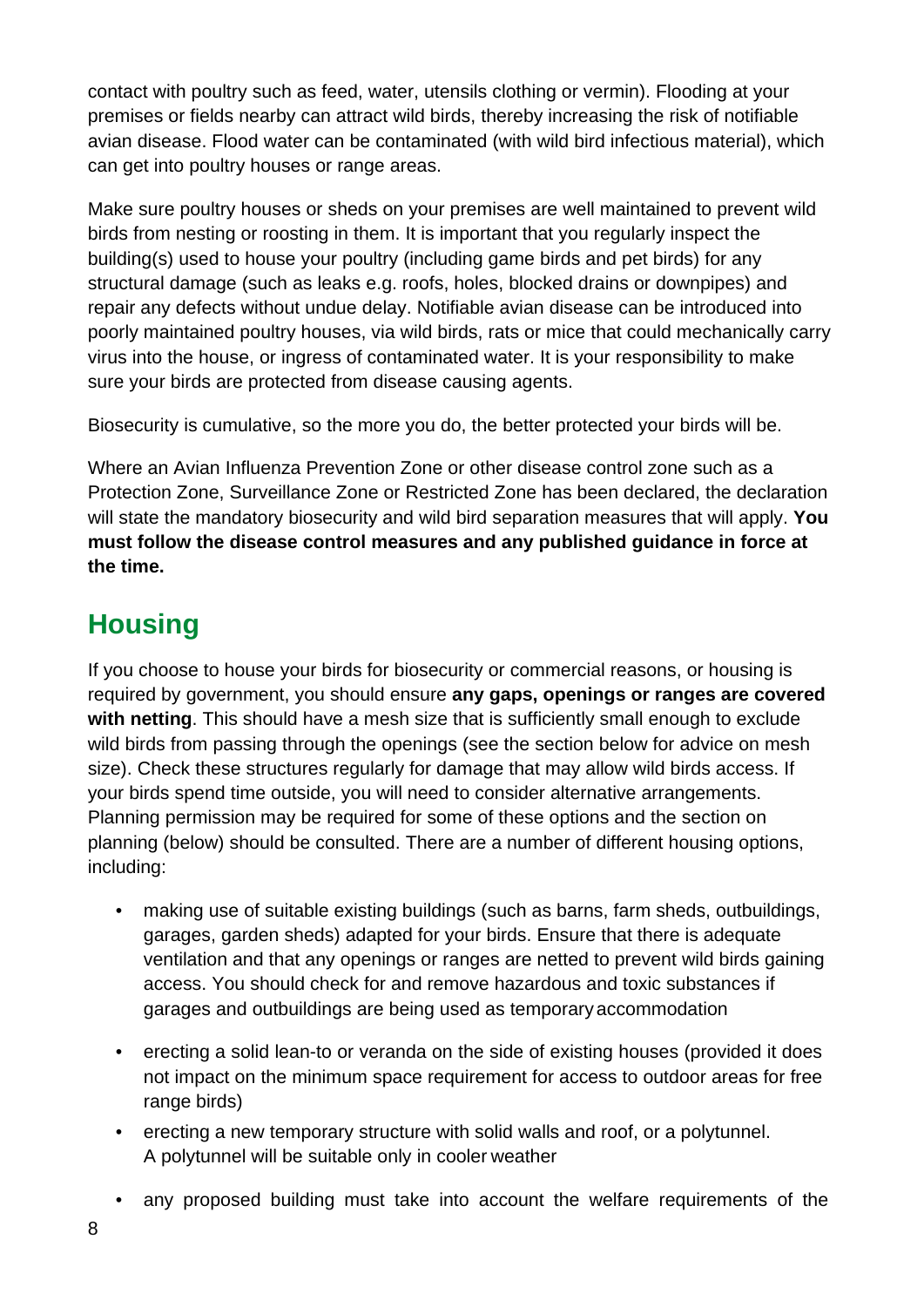contact with poultry such as feed, water, utensils clothing or vermin). Flooding at your premises or fields nearby can attract wild birds, thereby increasing the risk of notifiable avian disease. Flood water can be contaminated (with wild bird infectious material), which can get into poultry houses or range areas.

Make sure poultry houses or sheds on your premises are well maintained to prevent wild birds from nesting or roosting in them. It is important that you regularly inspect the building(s) used to house your poultry (including game birds and pet birds) for any structural damage (such as leaks e.g. roofs, holes, blocked drains or downpipes) and repair any defects without undue delay. Notifiable avian disease can be introduced into poorly maintained poultry houses, via wild birds, rats or mice that could mechanically carry virus into the house, or ingress of contaminated water. It is your responsibility to make sure your birds are protected from disease causing agents.

Biosecurity is cumulative, so the more you do, the better protected your birds will be.

Where an Avian Influenza Prevention Zone or other disease control zone such as a Protection Zone, Surveillance Zone or Restricted Zone has been declared, the declaration will state the mandatory biosecurity and wild bird separation measures that will apply. **You must follow the disease control measures and any published guidance in force at the time.**

## Housing

If you choose to house your birds for biosecurity or commercial reasons, or housing is required by government, you should ensure **any gaps, openings or ranges are covered with netting**. This should have a mesh size that is sufficiently small enough to exclude wild birds from passing through the openings (see the section below for advice on mesh size). Check these structures regularly for damage that may allow wild birds access. If your birds spend time outside, you will need to consider alternative arrangements. Planning permission may be required for some of these options and the section on planning (below) should be consulted. There are a number of different housing options, including:

- making use of suitable existing buildings (such as barns, farm sheds, outbuildings, garages, garden sheds) adapted for your birds. Ensure that there is adequate ventilation and that any openings or ranges are netted to prevent wild birds gaining access. You should check for and remove hazardous and toxic substances if garages and outbuildings are being used as temporary accommodation
- erecting a solid lean-to or veranda on the side of existing houses (provided it does not impact on the minimum space requirement for access to outdoor areas for free range birds)
- erecting a new temporary structure with solid walls and roof, or a polytunnel. A polytunnel will be suitable only in cooler weather
- any proposed building must take into account the welfare requirements of the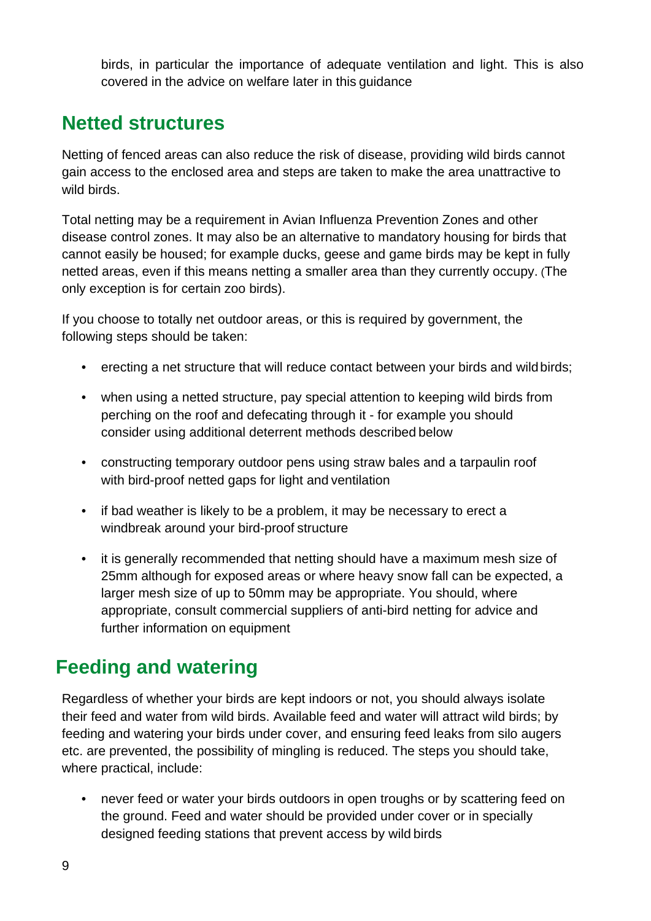birds, in particular the importance of adequate ventilation and light. This is also covered in the advice on welfare later in this guidance

## Netted structures

Netting of fenced areas can also reduce the risk of disease, providing wild birds cannot gain access to the enclosed area and steps are taken to make the area unattractive to wild birds.

Total netting may be a requirement in Avian Influenza Prevention Zones and other disease control zones. It may also be an alternative to mandatory housing for birds that cannot easily be housed; for example ducks, geese and game birds may be kept in fully netted areas, even if this means netting a smaller area than they currently occupy. (The only exception is for certain zoo birds).

If you choose to totally net outdoor areas, or this is required by government, the following steps should be taken:

- erecting a net structure that will reduce contact between your birds and wild birds;
- when using a netted structure, pay special attention to keeping wild birds from perching on the roof and defecating through it - for example you should consider using additional deterrent methods described below
- constructing temporary outdoor pens using straw bales and a tarpaulin roof with bird-proof netted gaps for light and ventilation
- if bad weather is likely to be a problem, it may be necessary to erect a windbreak around your bird-proof structure
- it is generally recommended that netting should have a maximum mesh size of 25mm although for exposed areas or where heavy snow fall can be expected, a larger mesh size of up to 50mm may be appropriate. You should, where appropriate, consult commercial suppliers of anti-bird netting for advice and further information on equipment

## Feeding and watering

Regardless of whether your birds are kept indoors or not, you should always isolate their feed and water from wild birds. Available feed and water will attract wild birds; by feeding and watering your birds under cover, and ensuring feed leaks from silo augers etc. are prevented, the possibility of mingling is reduced. The steps you should take, where practical, include:

- never feed or water your birds outdoors in open troughs or by scattering feed on the ground. Feed and water should be provided under cover or in specially designed feeding stations that prevent access by wild birds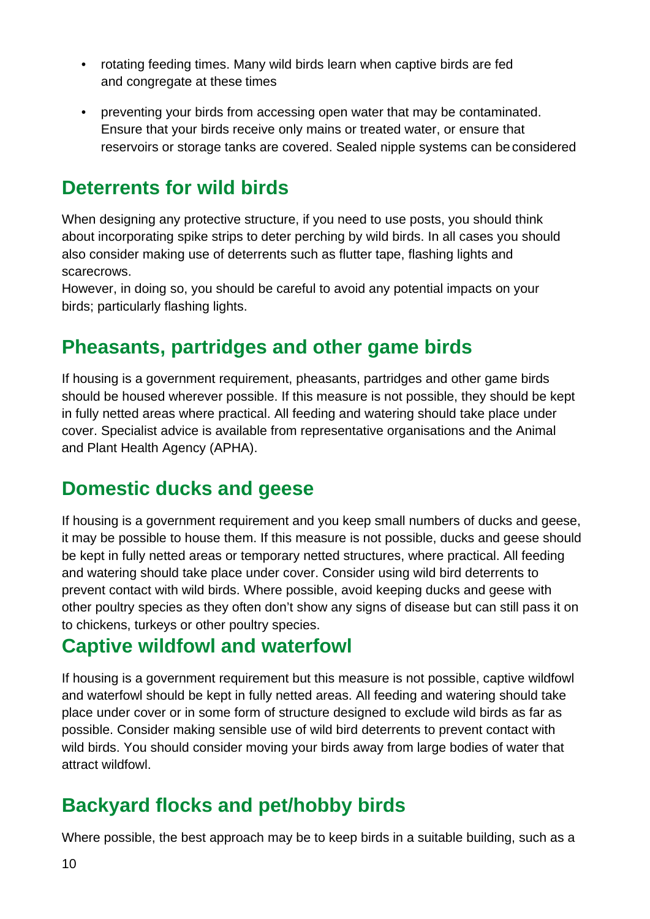- rotating feeding times. Many wild birds learn when captive birds are fed and congregate at these times
- preventing your birds from accessing open water that may be contaminated. Ensure that your birds receive only mains or treated water, or ensure that reservoirs or storage tanks are covered. Sealed nipple systems can be considered

## Deterrents for wild birds

When designing any protective structure, if you need to use posts, you should think about incorporating spike strips to deter perching by wild birds. In all cases you should also consider making use of deterrents such as flutter tape, flashing lights and scarecrows.
However, in doing so, you should be careful to avoid any potential impacts on your birds; particularly flashing lights.

## Pheasants, partridges and other game birds

If housing is a government requirement, pheasants, partridges and other game birds should be housed wherever possible. If this measure is not possible, they should be kept in fully netted areas where practical. All feeding and watering should take place under cover. Specialist advice is available from representative organisations and the Animal and Plant Health Agency (APHA).

## Domestic ducks and geese

If housing is a government requirement and you keep small numbers of ducks and geese, it may be possible to house them. If this measure is not possible, ducks and geese should be kept in fully netted areas or temporary netted structures, where practical. All feeding and watering should take place under cover. Consider using wild bird deterrents to prevent contact with wild birds. Where possible, avoid keeping ducks and geese with other poultry species as they often don't show any signs of disease but can still pass it on to chickens, turkeys or other poultry species.

## Captive wildfowl and waterfowl

If housing is a government requirement but this measure is not possible, captive wildfowl and waterfowl should be kept in fully netted areas. All feeding and watering should take place under cover or in some form of structure designed to exclude wild birds as far as possible. Consider making sensible use of wild bird deterrents to prevent contact with wild birds. You should consider moving your birds away from large bodies of water that attract wildfowl.

## Backyard flocks and pet/hobby birds

Where possible, the best approach may be to keep birds in a suitable building, such as a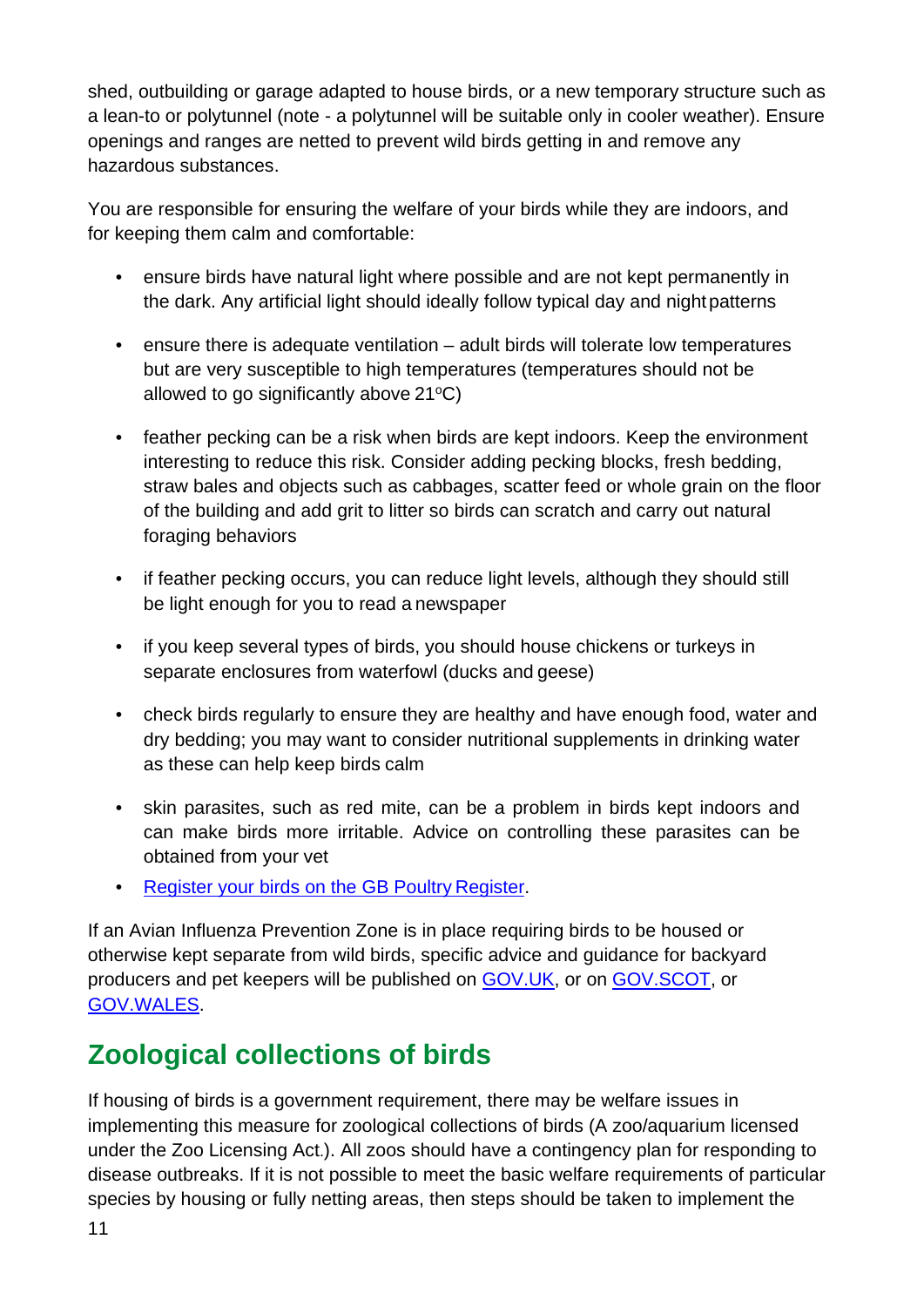shed, outbuilding or garage adapted to house birds, or a new temporary structure such as a lean-to or polytunnel (note - a polytunnel will be suitable only in cooler weather). Ensure openings and ranges are netted to prevent wild birds getting in and remove any hazardous substances.

You are responsible for ensuring the welfare of your birds while they are indoors, and for keeping them calm and comfortable:

- ensure birds have natural light where possible and are not kept permanently in the dark. Any artificial light should ideally follow typical day and night patterns
- ensure there is adequate ventilation – adult birds will tolerate low temperatures but are very susceptible to high temperatures (temperatures should not be allowed to go significantly above 21ºC)
- feather pecking can be a risk when birds are kept indoors. Keep the environment interesting to reduce this risk. Consider adding pecking blocks, fresh bedding, straw bales and objects such as cabbages, scatter feed or whole grain on the floor of the building and add grit to litter so birds can scratch and carry out natural foraging behaviors
- if feather pecking occurs, you can reduce light levels, although they should still be light enough for you to read a newspaper
- if you keep several types of birds, you should house chickens or turkeys in separate enclosures from waterfowl (ducks and geese)
- check birds regularly to ensure they are healthy and have enough food, water and dry bedding; you may want to consider nutritional supplements in drinking water as these can help keep birds calm
- skin parasites, such as red mite, can be a problem in birds kept indoors and can make birds more irritable. Advice on controlling these parasites can be obtained from your vet
- [Register your birds on the GB Poultry Register](#).

If an Avian Influenza Prevention Zone is in place requiring birds to be housed or otherwise kept separate from wild birds, specific advice and guidance for backyard producers and pet keepers will be published on [GOV.UK](#), or on [GOV.SCOT](#), or [GOV.WALES](#).

## Zoological collections of birds

If housing of birds is a government requirement, there may be welfare issues in implementing this measure for zoological collections of birds (A zoo/aquarium licensed under the Zoo Licensing Act.). All zoos should have a contingency plan for responding to disease outbreaks. If it is not possible to meet the basic welfare requirements of particular species by housing or fully netting areas, then steps should be taken to implement the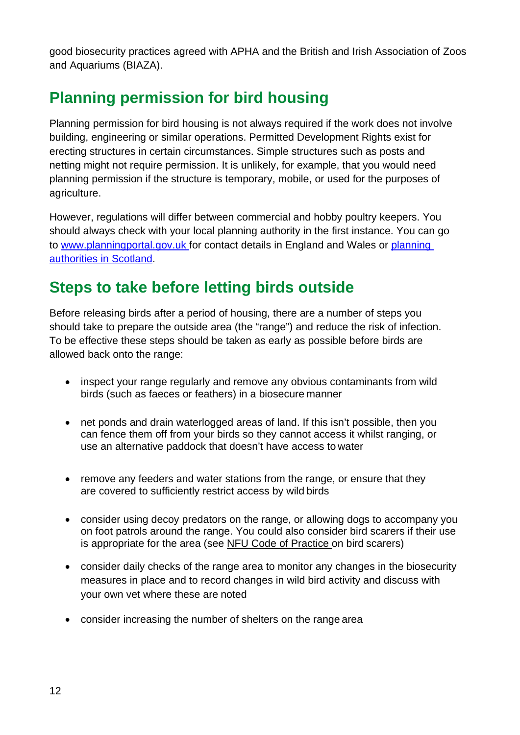good biosecurity practices agreed with APHA and the British and Irish Association of Zoos and Aquariums (BIAZA).

## Planning permission for bird housing

Planning permission for bird housing is not always required if the work does not involve building, engineering or similar operations. Permitted Development Rights exist for erecting structures in certain circumstances. Simple structures such as posts and netting might not require permission. It is unlikely, for example, that you would need planning permission if the structure is temporary, mobile, or used for the purposes of agriculture.

However, regulations will differ between commercial and hobby poultry keepers. You should always check with your local planning authority in the first instance. You can go to [www.planningportal.gov.uk](www.planningportal.gov.uk) for contact details in England and Wales or [planning authorities in Scotland](planning authorities in Scotland).

## Steps to take before letting birds outside

Before releasing birds after a period of housing, there are a number of steps you should take to prepare the outside area (the "range") and reduce the risk of infection. To be effective these steps should be taken as early as possible before birds are allowed back onto the range:

- inspect your range regularly and remove any obvious contaminants from wild birds (such as faeces or feathers) in a biosecure manner
- net ponds and drain waterlogged areas of land. If this isn't possible, then you can fence them off from your birds so they cannot access it whilst ranging, or use an alternative paddock that doesn't have access to water
- remove any feeders and water stations from the range, or ensure that they are covered to sufficiently restrict access by wild birds
- consider using decoy predators on the range, or allowing dogs to accompany you on foot patrols around the range. You could also consider bird scarers if their use is appropriate for the area (see NFU Code of Practice on bird scarers)
- consider daily checks of the range area to monitor any changes in the biosecurity measures in place and to record changes in wild bird activity and discuss with your own vet where these are noted
- consider increasing the number of shelters on the range area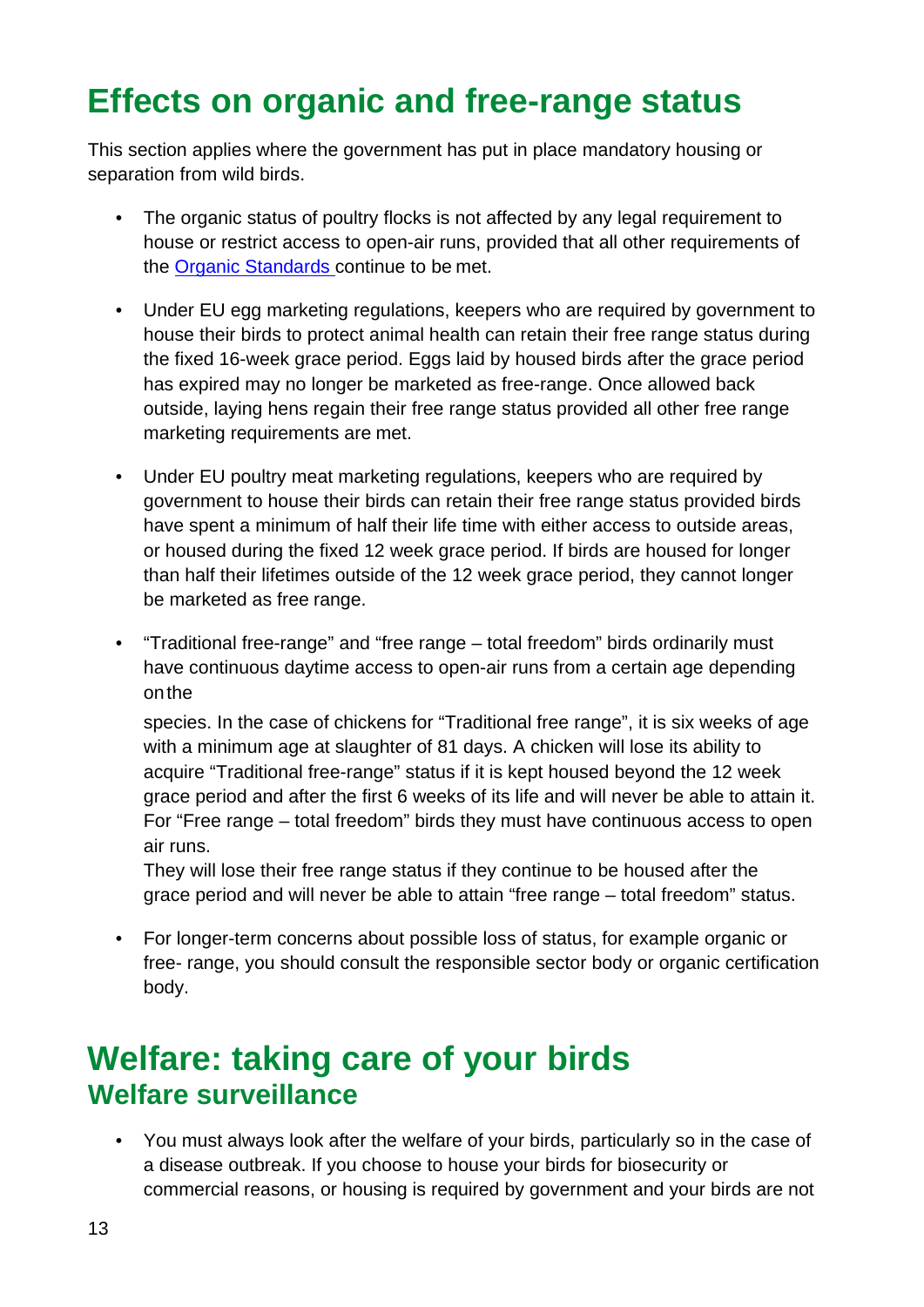# Effects on organic and free-range status

This section applies where the government has put in place mandatory housing or separation from wild birds.

- The organic status of poultry flocks is not affected by any legal requirement to house or restrict access to open-air runs, provided that all other requirements of the [Organic Standards](#) continue to be met.

- Under EU egg marketing regulations, keepers who are required by government to house their birds to protect animal health can retain their free range status during the fixed 16-week grace period. Eggs laid by housed birds after the grace period has expired may no longer be marketed as free-range. Once allowed back outside, laying hens regain their free range status provided all other free range marketing requirements are met.

- Under EU poultry meat marketing regulations, keepers who are required by government to house their birds can retain their free range status provided birds have spent a minimum of half their life time with either access to outside areas, or housed during the fixed 12 week grace period. If birds are housed for longer than half their lifetimes outside of the 12 week grace period, they cannot longer be marketed as free range.

- "Traditional free-range" and "free range – total freedom" birds ordinarily must have continuous daytime access to open-air runs from a certain age depending on the species. In the case of chickens for "Traditional free range", it is six weeks of age with a minimum age at slaughter of 81 days. A chicken will lose its ability to acquire "Traditional free-range" status if it is kept housed beyond the 12 week grace period and after the first 6 weeks of its life and will never be able to attain it. For "Free range – total freedom" birds they must have continuous access to open air runs.
  They will lose their free range status if they continue to be housed after the grace period and will never be able to attain "free range – total freedom" status.

- For longer-term concerns about possible loss of status, for example organic or free- range, you should consult the responsible sector body or organic certification body.

# Welfare: taking care of your birds

## Welfare surveillance

- You must always look after the welfare of your birds, particularly so in the case of a disease outbreak. If you choose to house your birds for biosecurity or commercial reasons, or housing is required by government and your birds are not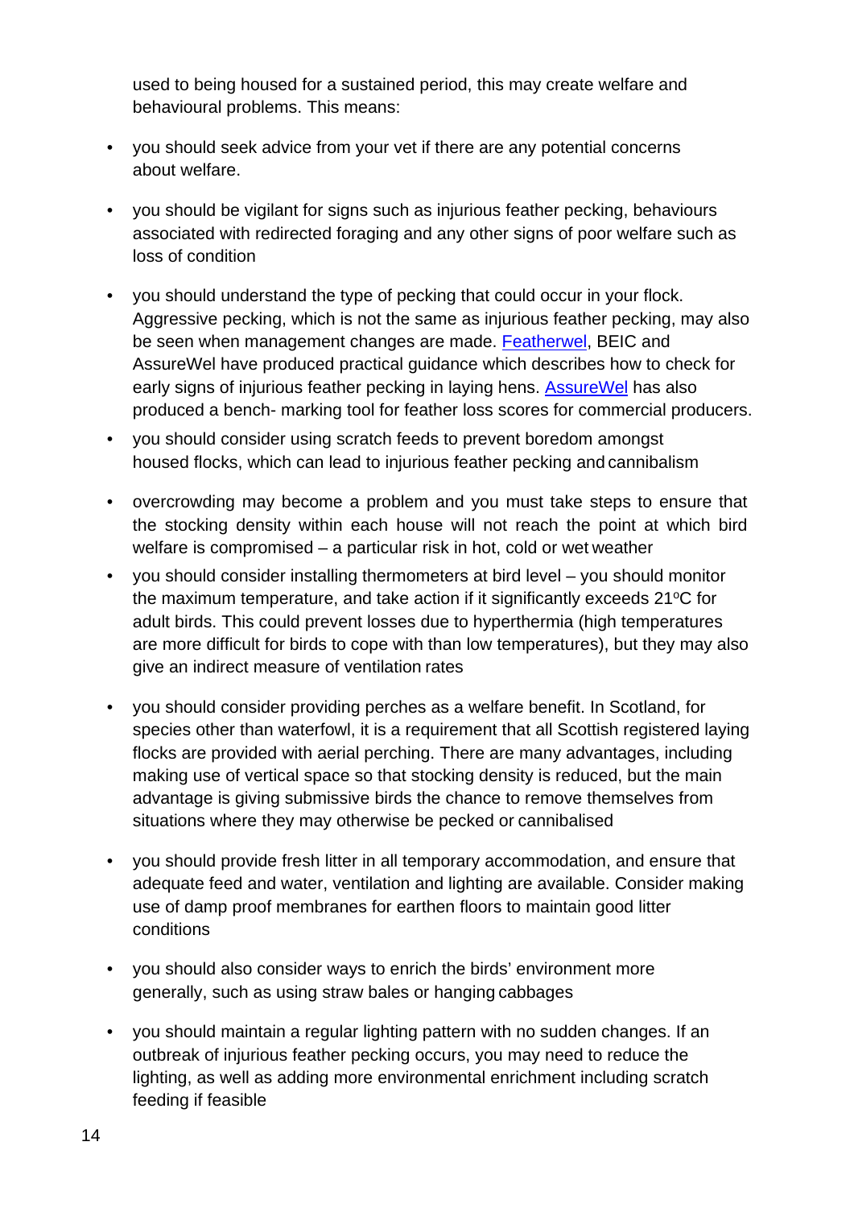used to being housed for a sustained period, this may create welfare and behavioural problems. This means:

- you should seek advice from your vet if there are any potential concerns about welfare.

- you should be vigilant for signs such as injurious feather pecking, behaviours associated with redirected foraging and any other signs of poor welfare such as loss of condition

- you should understand the type of pecking that could occur in your flock. Aggressive pecking, which is not the same as injurious feather pecking, may also be seen when management changes are made. Featherwel, BEIC and AssureWel have produced practical guidance which describes how to check for early signs of injurious feather pecking in laying hens. AssureWel has also produced a bench- marking tool for feather loss scores for commercial producers.

- you should consider using scratch feeds to prevent boredom amongst housed flocks, which can lead to injurious feather pecking and cannibalism

- overcrowding may become a problem and you must take steps to ensure that the stocking density within each house will not reach the point at which bird welfare is compromised – a particular risk in hot, cold or wet weather

- you should consider installing thermometers at bird level – you should monitor the maximum temperature, and take action if it significantly exceeds 21ºC for adult birds. This could prevent losses due to hyperthermia (high temperatures are more difficult for birds to cope with than low temperatures), but they may also give an indirect measure of ventilation rates

- you should consider providing perches as a welfare benefit. In Scotland, for species other than waterfowl, it is a requirement that all Scottish registered laying flocks are provided with aerial perching. There are many advantages, including making use of vertical space so that stocking density is reduced, but the main advantage is giving submissive birds the chance to remove themselves from situations where they may otherwise be pecked or cannibalised

- you should provide fresh litter in all temporary accommodation, and ensure that adequate feed and water, ventilation and lighting are available. Consider making use of damp proof membranes for earthen floors to maintain good litter conditions

- you should also consider ways to enrich the birds' environment more generally, such as using straw bales or hanging cabbages

- you should maintain a regular lighting pattern with no sudden changes. If an outbreak of injurious feather pecking occurs, you may need to reduce the lighting, as well as adding more environmental enrichment including scratch feeding if feasible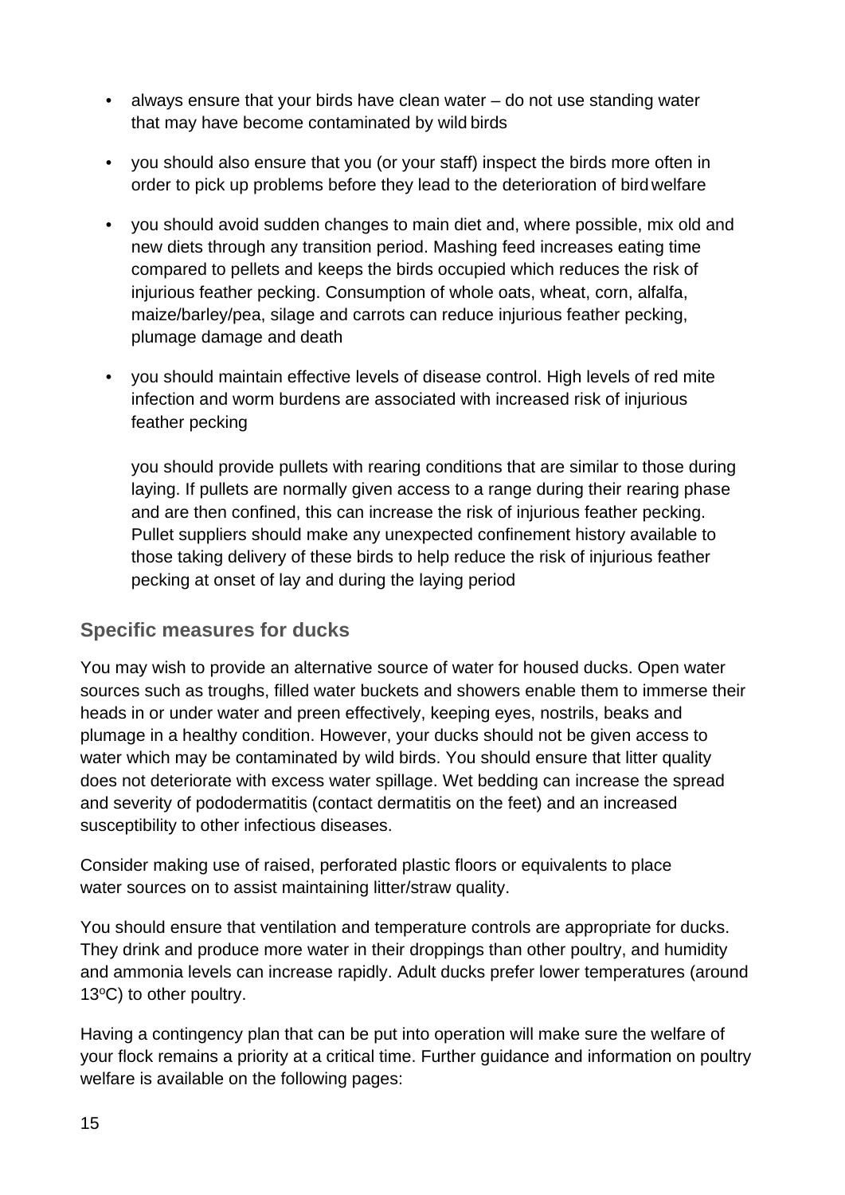- always ensure that your birds have clean water – do not use standing water that may have become contaminated by wild birds
- you should also ensure that you (or your staff) inspect the birds more often in order to pick up problems before they lead to the deterioration of bird welfare
- you should avoid sudden changes to main diet and, where possible, mix old and new diets through any transition period. Mashing feed increases eating time compared to pellets and keeps the birds occupied which reduces the risk of injurious feather pecking. Consumption of whole oats, wheat, corn, alfalfa, maize/barley/pea, silage and carrots can reduce injurious feather pecking, plumage damage and death
- you should maintain effective levels of disease control. High levels of red mite infection and worm burdens are associated with increased risk of injurious feather pecking

  you should provide pullets with rearing conditions that are similar to those during laying. If pullets are normally given access to a range during their rearing phase and are then confined, this can increase the risk of injurious feather pecking. Pullet suppliers should make any unexpected confinement history available to those taking delivery of these birds to help reduce the risk of injurious feather pecking at onset of lay and during the laying period

## Specific measures for ducks

You may wish to provide an alternative source of water for housed ducks. Open water sources such as troughs, filled water buckets and showers enable them to immerse their heads in or under water and preen effectively, keeping eyes, nostrils, beaks and plumage in a healthy condition. However, your ducks should not be given access to water which may be contaminated by wild birds. You should ensure that litter quality does not deteriorate with excess water spillage. Wet bedding can increase the spread and severity of pododermatitis (contact dermatitis on the feet) and an increased susceptibility to other infectious diseases.

Consider making use of raised, perforated plastic floors or equivalents to place water sources on to assist maintaining litter/straw quality.

You should ensure that ventilation and temperature controls are appropriate for ducks. They drink and produce more water in their droppings than other poultry, and humidity and ammonia levels can increase rapidly. Adult ducks prefer lower temperatures (around 13°C) to other poultry.

Having a contingency plan that can be put into operation will make sure the welfare of your flock remains a priority at a critical time. Further guidance and information on poultry welfare is available on the following pages: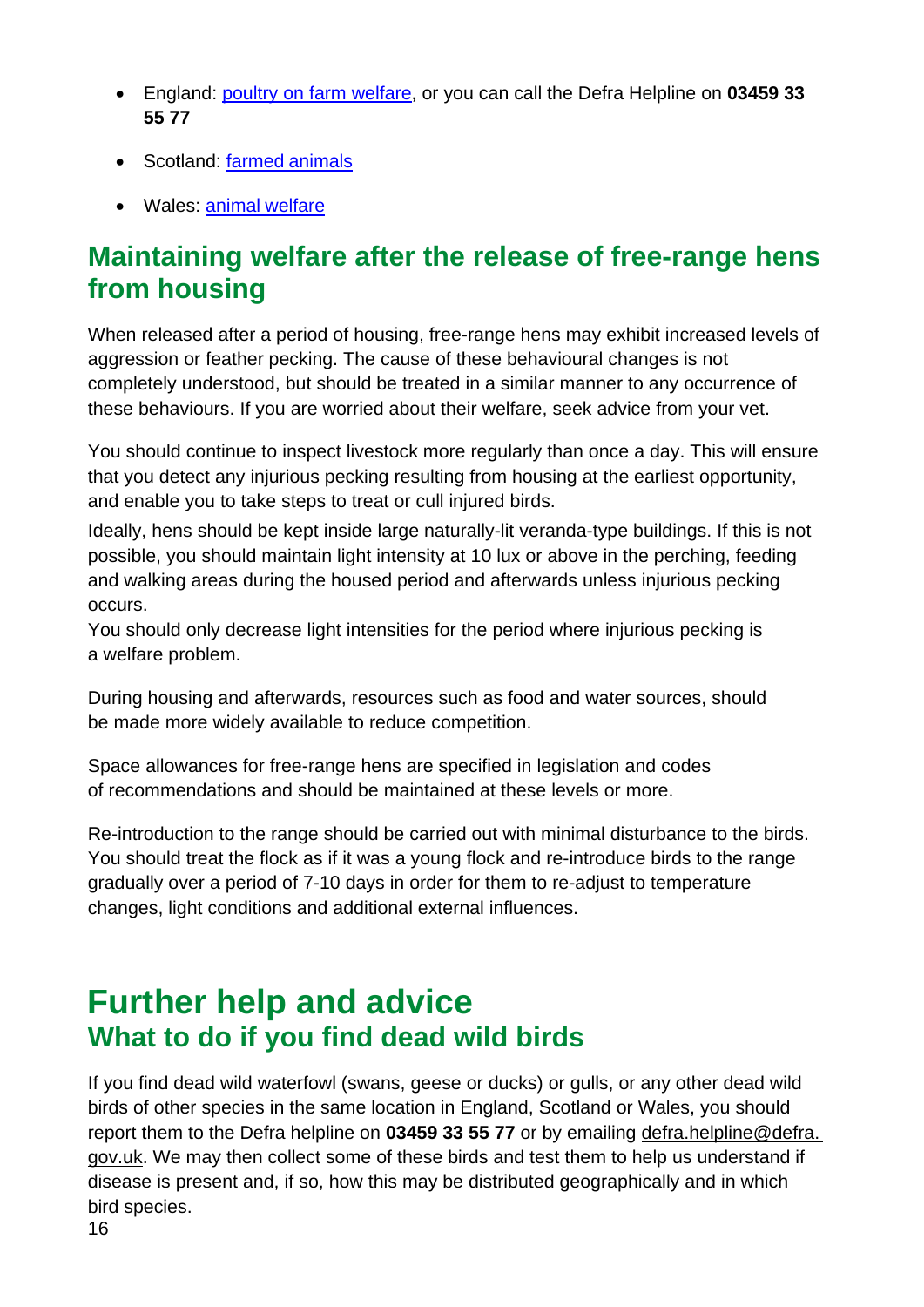- England: [poultry on farm welfare](), or you can call the Defra Helpline on **03459 33 55 77**
- Scotland: [farmed animals]()
- Wales: [animal welfare]()

## Maintaining welfare after the release of free-range hens from housing

When released after a period of housing, free-range hens may exhibit increased levels of aggression or feather pecking. The cause of these behavioural changes is not completely understood, but should be treated in a similar manner to any occurrence of these behaviours. If you are worried about their welfare, seek advice from your vet.

You should continue to inspect livestock more regularly than once a day. This will ensure that you detect any injurious pecking resulting from housing at the earliest opportunity, and enable you to take steps to treat or cull injured birds.

Ideally, hens should be kept inside large naturally-lit veranda-type buildings. If this is not possible, you should maintain light intensity at 10 lux or above in the perching, feeding and walking areas during the housed period and afterwards unless injurious pecking occurs.

You should only decrease light intensities for the period where injurious pecking is a welfare problem.

During housing and afterwards, resources such as food and water sources, should be made more widely available to reduce competition.

Space allowances for free-range hens are specified in legislation and codes of recommendations and should be maintained at these levels or more.

Re-introduction to the range should be carried out with minimal disturbance to the birds. You should treat the flock as if it was a young flock and re-introduce birds to the range gradually over a period of 7-10 days in order for them to re-adjust to temperature changes, light conditions and additional external influences.

# Further help and advice

## What to do if you find dead wild birds

If you find dead wild waterfowl (swans, geese or ducks) or gulls, or any other dead wild birds of other species in the same location in England, Scotland or Wales, you should report them to the Defra helpline on **03459 33 55 77** or by emailing defra.helpline@defra.gov.uk. We may then collect some of these birds and test them to help us understand if disease is present and, if so, how this may be distributed geographically and in which bird species.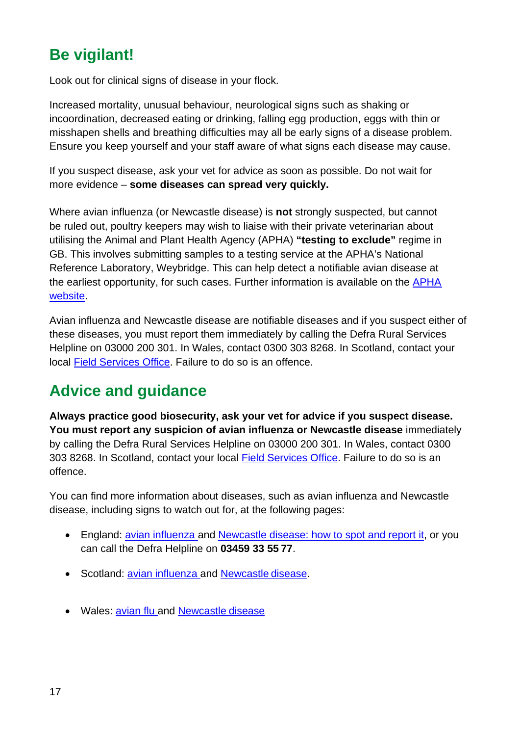## Be vigilant!

Look out for clinical signs of disease in your flock.

Increased mortality, unusual behaviour, neurological signs such as shaking or incoordination, decreased eating or drinking, falling egg production, eggs with thin or misshapen shells and breathing difficulties may all be early signs of a disease problem. Ensure you keep yourself and your staff aware of what signs each disease may cause.

If you suspect disease, ask your vet for advice as soon as possible. Do not wait for more evidence – **some diseases can spread very quickly.**

Where avian influenza (or Newcastle disease) is **not** strongly suspected, but cannot be ruled out, poultry keepers may wish to liaise with their private veterinarian about utilising the Animal and Plant Health Agency (APHA) **"testing to exclude"** regime in GB. This involves submitting samples to a testing service at the APHA's National Reference Laboratory, Weybridge. This can help detect a notifiable avian disease at the earliest opportunity, for such cases. Further information is available on the APHA website.

Avian influenza and Newcastle disease are notifiable diseases and if you suspect either of these diseases, you must report them immediately by calling the Defra Rural Services Helpline on 03000 200 301. In Wales, contact 0300 303 8268. In Scotland, contact your local Field Services Office. Failure to do so is an offence.

## Advice and guidance

**Always practice good biosecurity, ask your vet for advice if you suspect disease. You must report any suspicion of avian influenza or Newcastle disease** immediately by calling the Defra Rural Services Helpline on 03000 200 301. In Wales, contact 0300 303 8268. In Scotland, contact your local Field Services Office. Failure to do so is an offence.

You can find more information about diseases, such as avian influenza and Newcastle disease, including signs to watch out for, at the following pages:

- England: avian influenza and Newcastle disease: how to spot and report it, or you can call the Defra Helpline on **03459 33 55 77**.
- Scotland: avian influenza and Newcastle disease.
- Wales: avian flu and Newcastle disease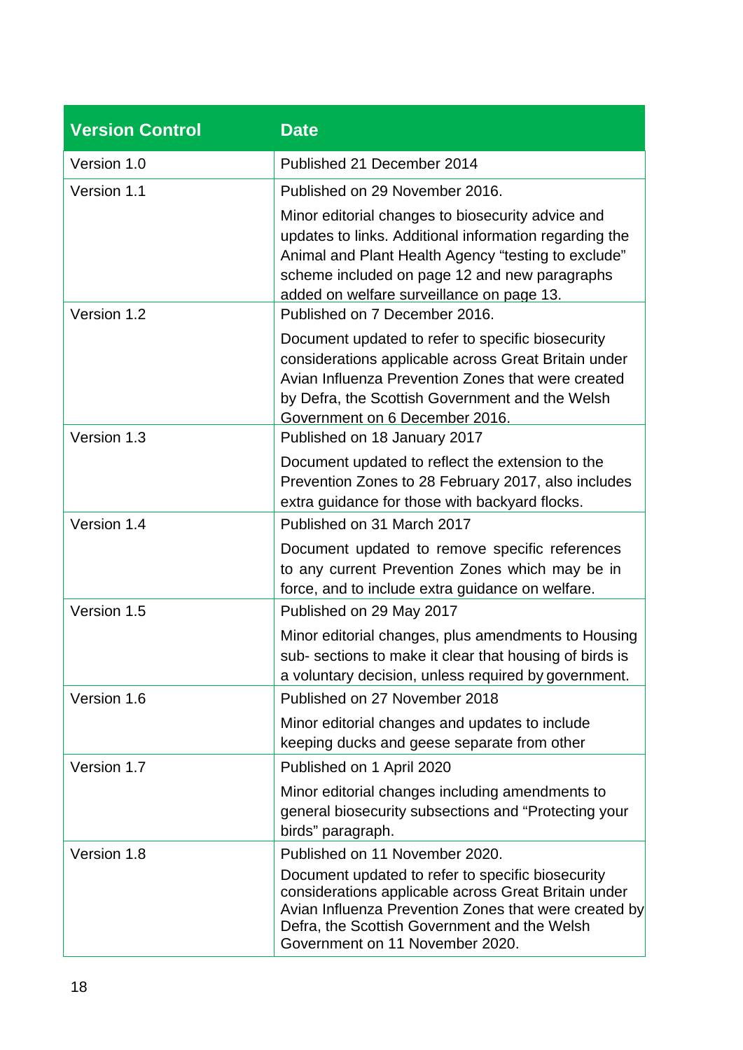| Version Control | Date |
| --- | --- |
| Version 1.0 | Published 21 December 2014 |
| Version 1.1 | Published on 29 November 2016.<br><br>Minor editorial changes to biosecurity advice and updates to links. Additional information regarding the Animal and Plant Health Agency "testing to exclude" scheme included on page 12 and new paragraphs added on welfare surveillance on page 13. |
| Version 1.2 | Published on 7 December 2016.<br><br>Document updated to refer to specific biosecurity considerations applicable across Great Britain under Avian Influenza Prevention Zones that were created by Defra, the Scottish Government and the Welsh Government on 6 December 2016. |
| Version 1.3 | Published on 18 January 2017<br><br>Document updated to reflect the extension to the Prevention Zones to 28 February 2017, also includes extra guidance for those with backyard flocks. |
| Version 1.4 | Published on 31 March 2017<br><br>Document updated to remove specific references to any current Prevention Zones which may be in force, and to include extra guidance on welfare. |
| Version 1.5 | Published on 29 May 2017<br><br>Minor editorial changes, plus amendments to Housing sub- sections to make it clear that housing of birds is a voluntary decision, unless required by government. |
| Version 1.6 | Published on 27 November 2018<br><br>Minor editorial changes and updates to include keeping ducks and geese separate from other |
| Version 1.7 | Published on 1 April 2020<br><br>Minor editorial changes including amendments to general biosecurity subsections and "Protecting your birds" paragraph. |
| Version 1.8 | Published on 11 November 2020.<br><br>Document updated to refer to specific biosecurity considerations applicable across Great Britain under Avian Influenza Prevention Zones that were created by Defra, the Scottish Government and the Welsh Government on 11 November 2020. |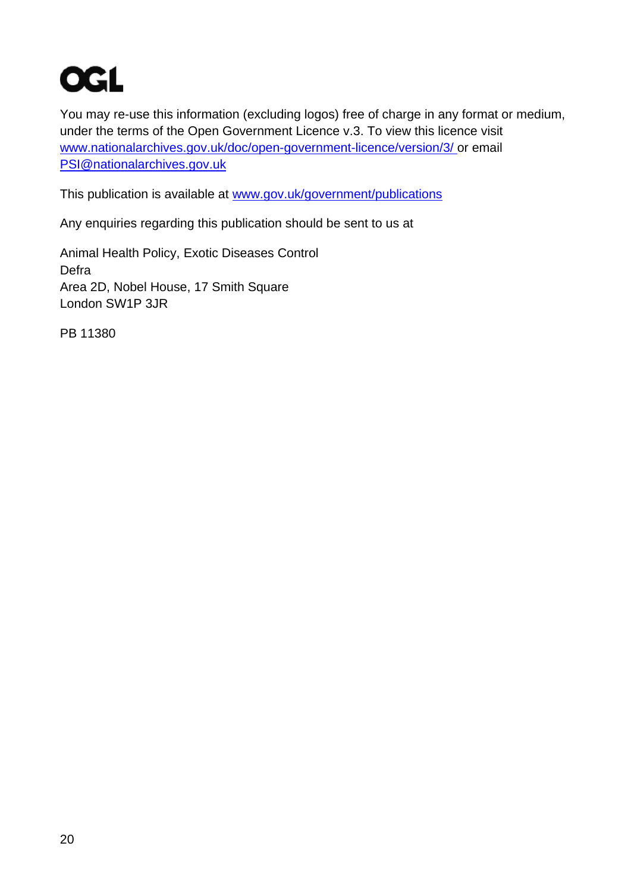OGL

You may re-use this information (excluding logos) free of charge in any format or medium, under the terms of the Open Government Licence v.3. To view this licence visit www.nationalarchives.gov.uk/doc/open-government-licence/version/3/ or email PSI@nationalarchives.gov.uk

This publication is available at www.gov.uk/government/publications

Any enquiries regarding this publication should be sent to us at

Animal Health Policy, Exotic Diseases Control
Defra
Area 2D, Nobel House, 17 Smith Square
London SW1P 3JR

PB 11380